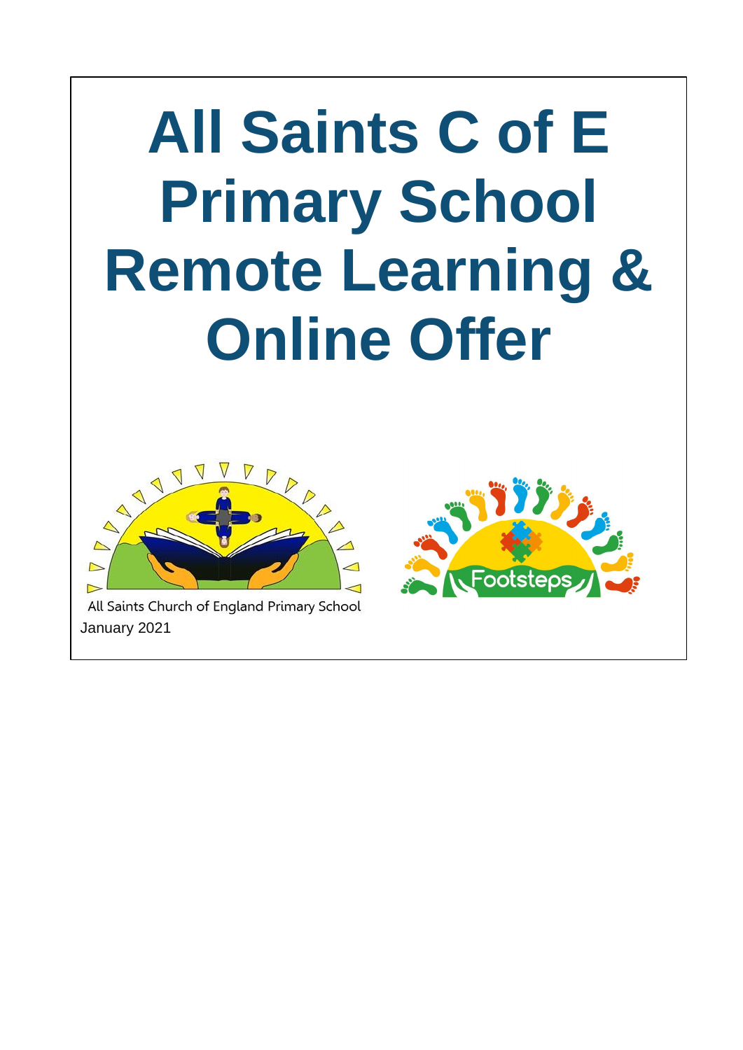# All Saints C of E Primary School Remote Learning & Online Offer

All Saints Church of England Primary School

Footsteps

January 2021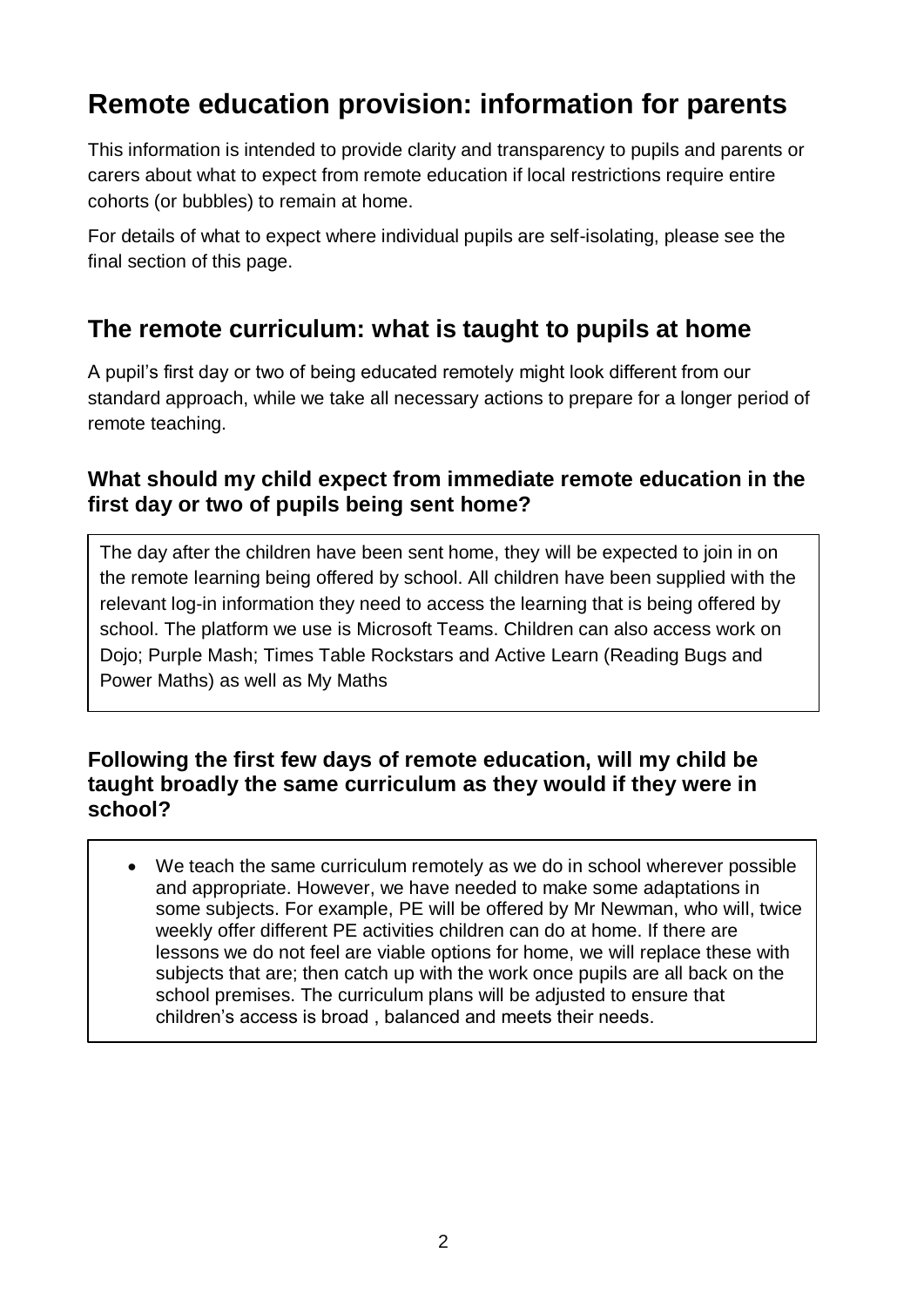# Remote education provision: information for parents

This information is intended to provide clarity and transparency to pupils and parents or carers about what to expect from remote education if local restrictions require entire cohorts (or bubbles) to remain at home.

For details of what to expect where individual pupils are self-isolating, please see the final section of this page.

## The remote curriculum: what is taught to pupils at home

A pupil's first day or two of being educated remotely might look different from our standard approach, while we take all necessary actions to prepare for a longer period of remote teaching.

### What should my child expect from immediate remote education in the first day or two of pupils being sent home?

The day after the children have been sent home, they will be expected to join in on the remote learning being offered by school. All children have been supplied with the relevant log-in information they need to access the learning that is being offered by school. The platform we use is Microsoft Teams. Children can also access work on Dojo; Purple Mash; Times Table Rockstars and Active Learn (Reading Bugs and Power Maths) as well as My Maths

### Following the first few days of remote education, will my child be taught broadly the same curriculum as they would if they were in school?

- We teach the same curriculum remotely as we do in school wherever possible and appropriate. However, we have needed to make some adaptations in some subjects. For example, PE will be offered by Mr Newman, who will, twice weekly offer different PE activities children can do at home. If there are lessons we do not feel are viable options for home, we will replace these with subjects that are; then catch up with the work once pupils are all back on the school premises. The curriculum plans will be adjusted to ensure that children's access is broad , balanced and meets their needs.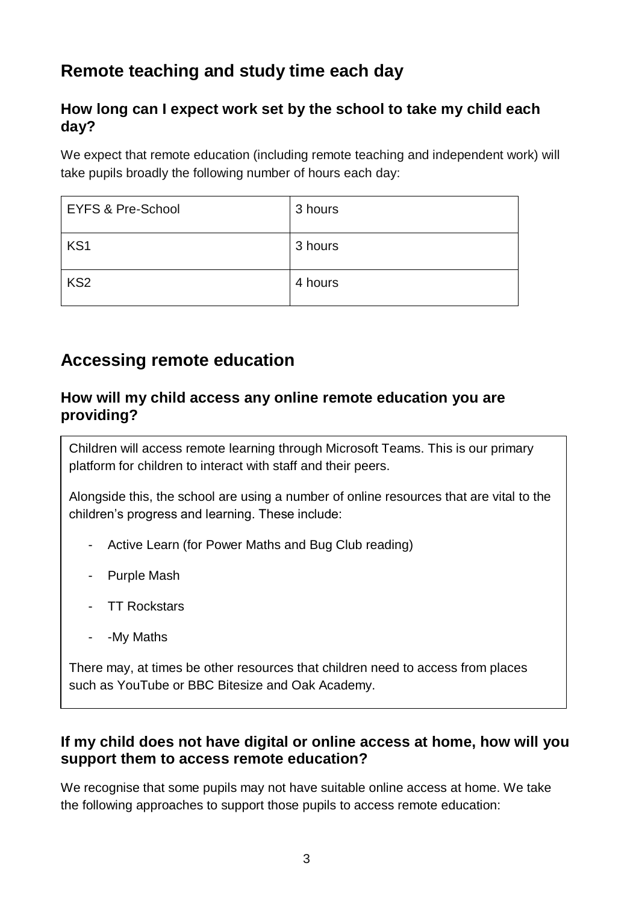## Remote teaching and study time each day

### How long can I expect work set by the school to take my child each day?

We expect that remote education (including remote teaching and independent work) will take pupils broadly the following number of hours each day:

| | |
|---|---|
| EYFS & Pre-School | 3 hours |
| KS1 | 3 hours |
| KS2 | 4 hours |

## Accessing remote education

### How will my child access any online remote education you are providing?

Children will access remote learning through Microsoft Teams. This is our primary platform for children to interact with staff and their peers.

Alongside this, the school are using a number of online resources that are vital to the children's progress and learning. These include:

- Active Learn (for Power Maths and Bug Club reading)
- Purple Mash
- TT Rockstars
- -My Maths

There may, at times be other resources that children need to access from places such as YouTube or BBC Bitesize and Oak Academy.

### If my child does not have digital or online access at home, how will you support them to access remote education?

We recognise that some pupils may not have suitable online access at home. We take the following approaches to support those pupils to access remote education: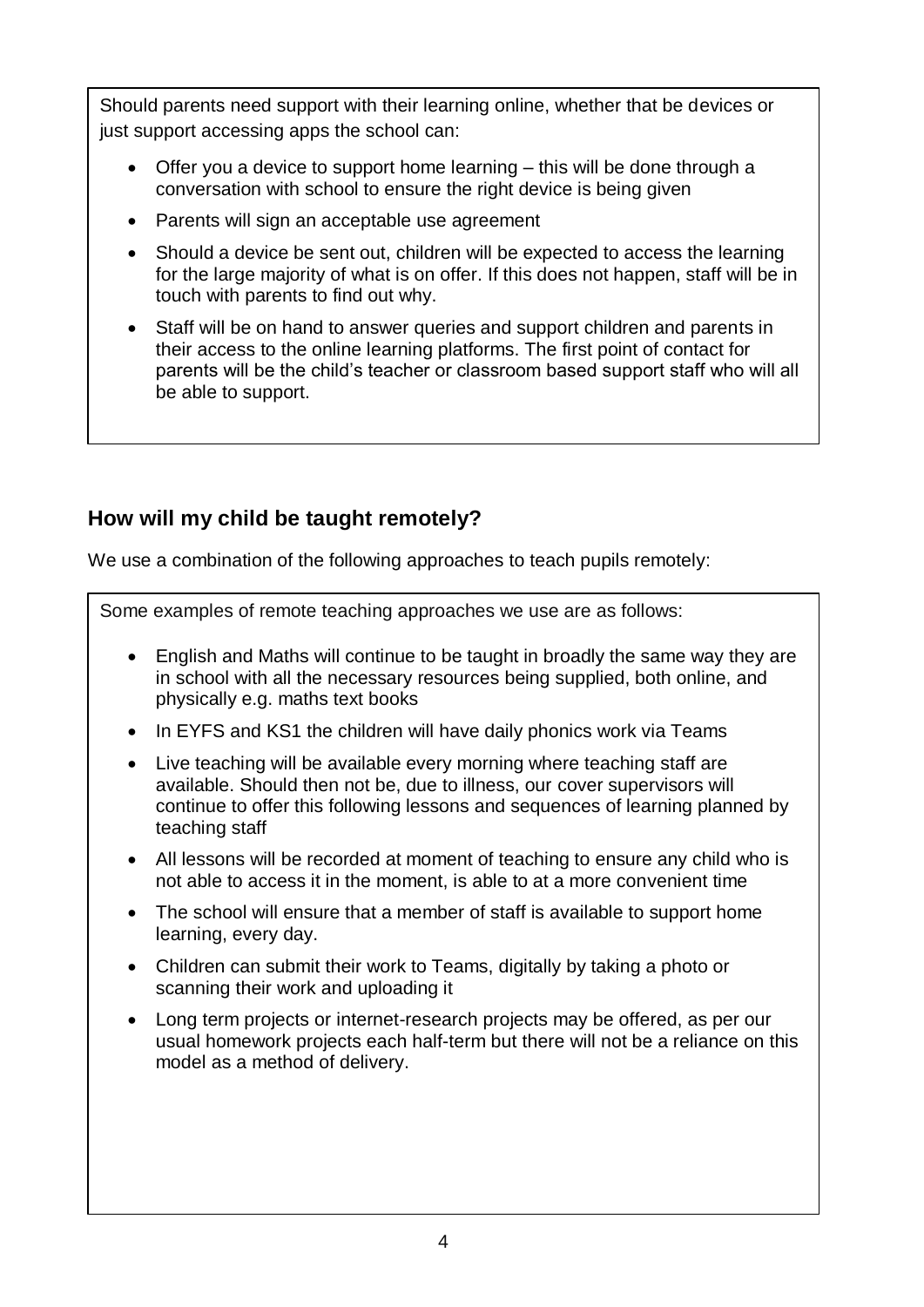Should parents need support with their learning online, whether that be devices or just support accessing apps the school can:

- Offer you a device to support home learning – this will be done through a conversation with school to ensure the right device is being given
- Parents will sign an acceptable use agreement
- Should a device be sent out, children will be expected to access the learning for the large majority of what is on offer. If this does not happen, staff will be in touch with parents to find out why.
- Staff will be on hand to answer queries and support children and parents in their access to the online learning platforms. The first point of contact for parents will be the child's teacher or classroom based support staff who will all be able to support.

## How will my child be taught remotely?

We use a combination of the following approaches to teach pupils remotely:

Some examples of remote teaching approaches we use are as follows:

- English and Maths will continue to be taught in broadly the same way they are in school with all the necessary resources being supplied, both online, and physically e.g. maths text books
- In EYFS and KS1 the children will have daily phonics work via Teams
- Live teaching will be available every morning where teaching staff are available. Should then not be, due to illness, our cover supervisors will continue to offer this following lessons and sequences of learning planned by teaching staff
- All lessons will be recorded at moment of teaching to ensure any child who is not able to access it in the moment, is able to at a more convenient time
- The school will ensure that a member of staff is available to support home learning, every day.
- Children can submit their work to Teams, digitally by taking a photo or scanning their work and uploading it
- Long term projects or internet-research projects may be offered, as per our usual homework projects each half-term but there will not be a reliance on this model as a method of delivery.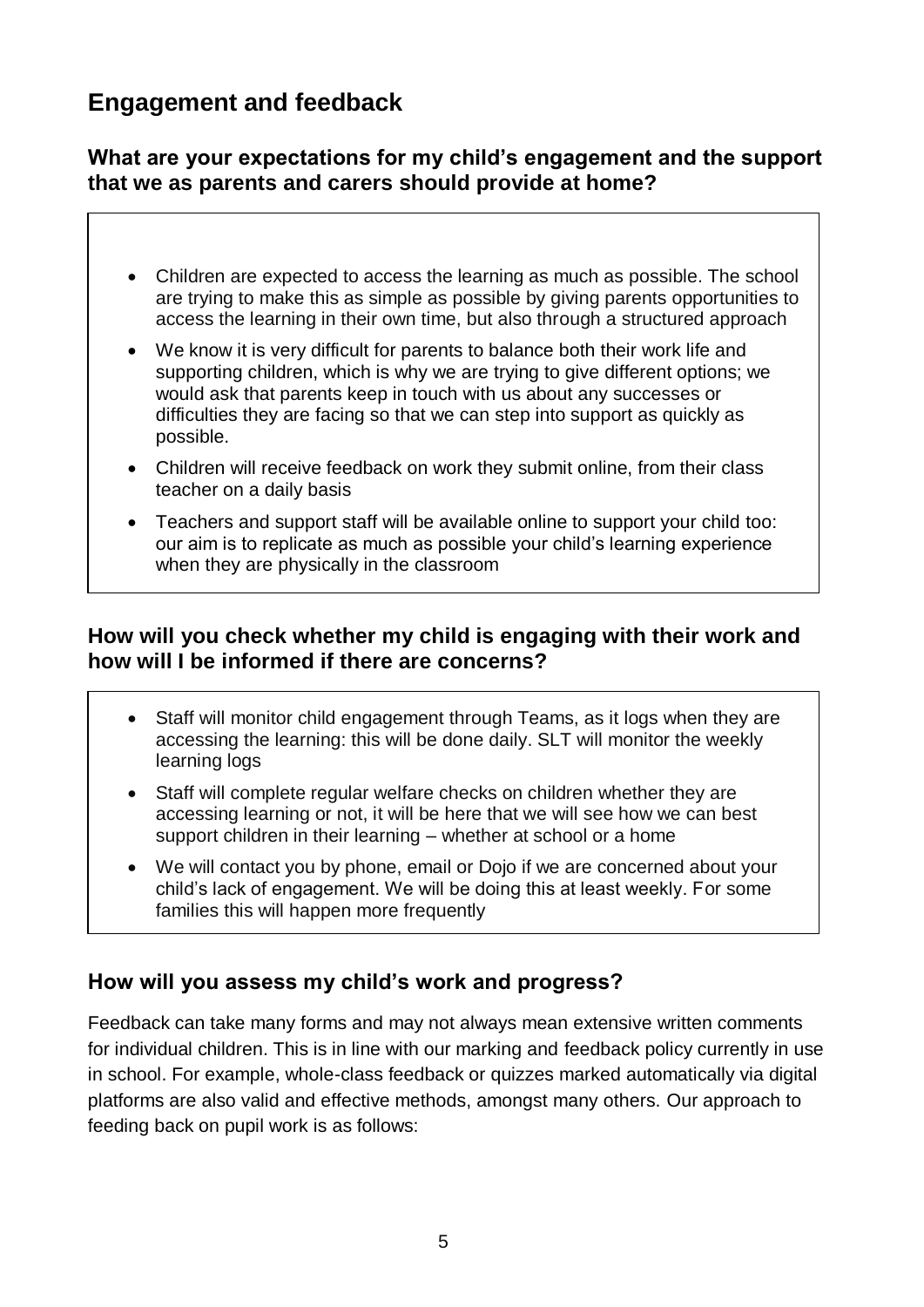## Engagement and feedback

### What are your expectations for my child's engagement and the support that we as parents and carers should provide at home?

- Children are expected to access the learning as much as possible. The school are trying to make this as simple as possible by giving parents opportunities to access the learning in their own time, but also through a structured approach
- We know it is very difficult for parents to balance both their work life and supporting children, which is why we are trying to give different options; we would ask that parents keep in touch with us about any successes or difficulties they are facing so that we can step into support as quickly as possible.
- Children will receive feedback on work they submit online, from their class teacher on a daily basis
- Teachers and support staff will be available online to support your child too: our aim is to replicate as much as possible your child's learning experience when they are physically in the classroom

### How will you check whether my child is engaging with their work and how will I be informed if there are concerns?

- Staff will monitor child engagement through Teams, as it logs when they are accessing the learning: this will be done daily. SLT will monitor the weekly learning logs
- Staff will complete regular welfare checks on children whether they are accessing learning or not, it will be here that we will see how we can best support children in their learning – whether at school or a home
- We will contact you by phone, email or Dojo if we are concerned about your child's lack of engagement. We will be doing this at least weekly. For some families this will happen more frequently

### How will you assess my child's work and progress?

Feedback can take many forms and may not always mean extensive written comments for individual children. This is in line with our marking and feedback policy currently in use in school. For example, whole-class feedback or quizzes marked automatically via digital platforms are also valid and effective methods, amongst many others. Our approach to feeding back on pupil work is as follows: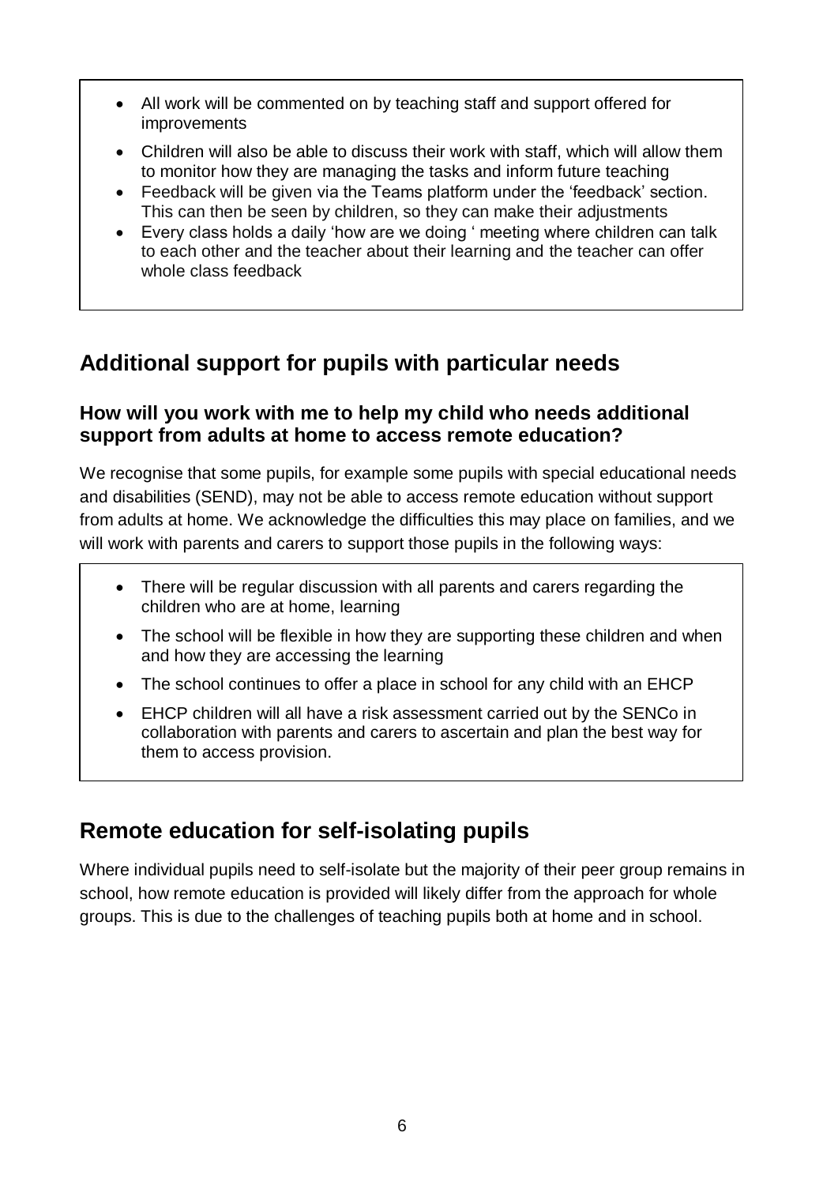- All work will be commented on by teaching staff and support offered for improvements
- Children will also be able to discuss their work with staff, which will allow them to monitor how they are managing the tasks and inform future teaching
- Feedback will be given via the Teams platform under the 'feedback' section. This can then be seen by children, so they can make their adjustments
- Every class holds a daily 'how are we doing ' meeting where children can talk to each other and the teacher about their learning and the teacher can offer whole class feedback

## Additional support for pupils with particular needs

### How will you work with me to help my child who needs additional support from adults at home to access remote education?

We recognise that some pupils, for example some pupils with special educational needs and disabilities (SEND), may not be able to access remote education without support from adults at home. We acknowledge the difficulties this may place on families, and we will work with parents and carers to support those pupils in the following ways:

- There will be regular discussion with all parents and carers regarding the children who are at home, learning
- The school will be flexible in how they are supporting these children and when and how they are accessing the learning
- The school continues to offer a place in school for any child with an EHCP
- EHCP children will all have a risk assessment carried out by the SENCo in collaboration with parents and carers to ascertain and plan the best way for them to access provision.

## Remote education for self-isolating pupils

Where individual pupils need to self-isolate but the majority of their peer group remains in school, how remote education is provided will likely differ from the approach for whole groups. This is due to the challenges of teaching pupils both at home and in school.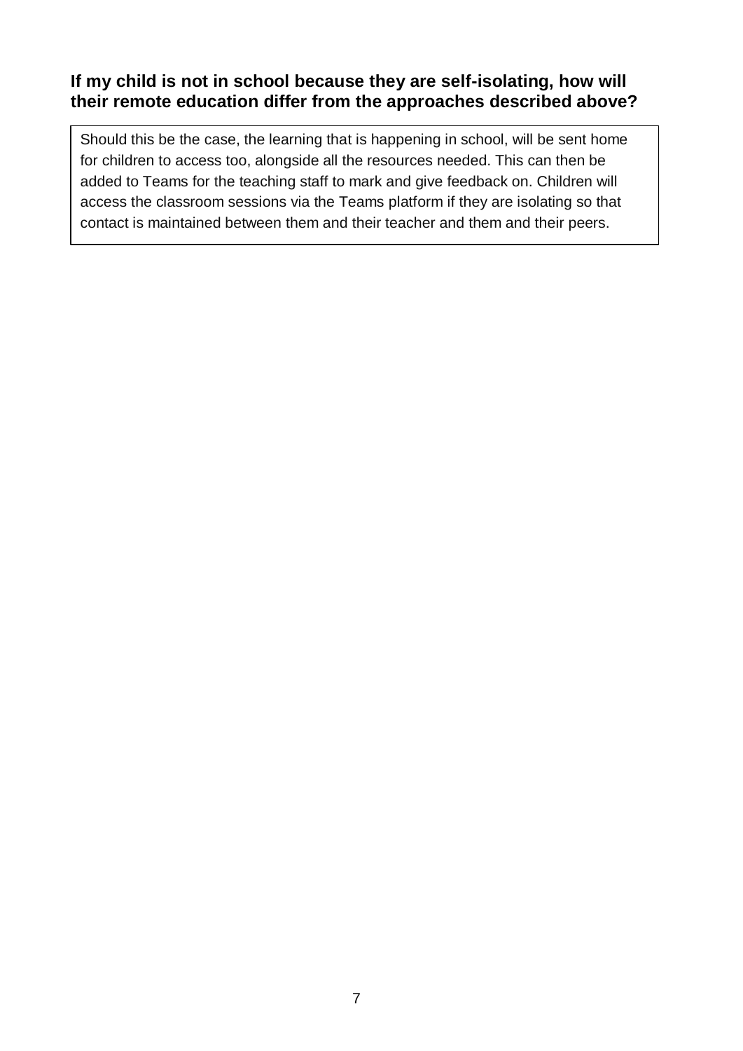### If my child is not in school because they are self-isolating, how will their remote education differ from the approaches described above?

Should this be the case, the learning that is happening in school, will be sent home for children to access too, alongside all the resources needed. This can then be added to Teams for the teaching staff to mark and give feedback on. Children will access the classroom sessions via the Teams platform if they are isolating so that contact is maintained between them and their teacher and them and their peers.